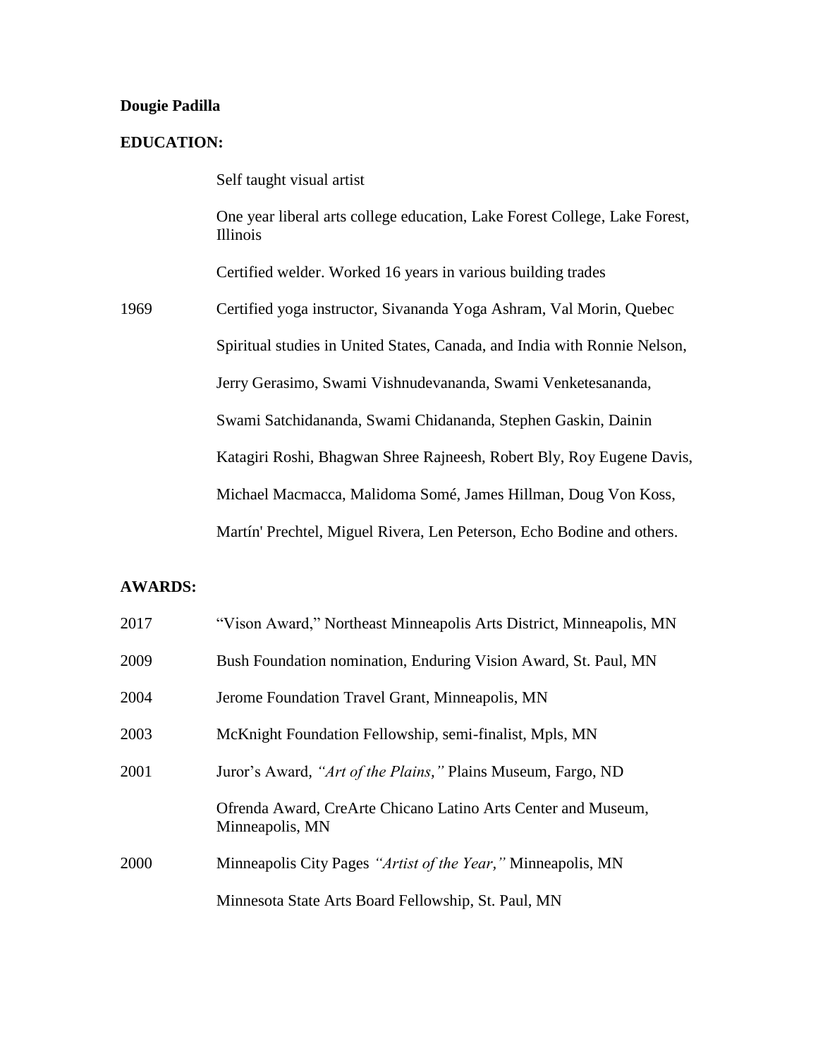**Dougie Padilla**

**EDUCATION:**

Self taught visual artist

One year liberal arts college education, Lake Forest College, Lake Forest, Illinois

Certified welder. Worked 16 years in various building trades

1969 Certified yoga instructor, Sivananda Yoga Ashram, Val Morin, Quebec

Spiritual studies in United States, Canada, and India with Ronnie Nelson, Jerry Gerasimo, Swami Vishnudevananda, Swami Venketesananda, Swami Satchidananda, Swami Chidananda, Stephen Gaskin, Dainin Katagiri Roshi, Bhagwan Shree Rajneesh, Robert Bly, Roy Eugene Davis, Michael Macmacca, Malidoma Somé, James Hillman, Doug Von Koss, Martín' Prechtel, Miguel Rivera, Len Peterson, Echo Bodine and others.

**AWARDS:**

2017 "Vison Award," Northeast Minneapolis Arts District, Minneapolis, MN

2009 Bush Foundation nomination, Enduring Vision Award, St. Paul, MN

2004 Jerome Foundation Travel Grant, Minneapolis, MN

2003 McKnight Foundation Fellowship, semi-finalist, Mpls, MN

2001 Juror's Award, *"Art of the Plains,"* Plains Museum, Fargo, ND

Ofrenda Award, CreArte Chicano Latino Arts Center and Museum, Minneapolis, MN

2000 Minneapolis City Pages *"Artist of the Year,"* Minneapolis, MN

Minnesota State Arts Board Fellowship, St. Paul, MN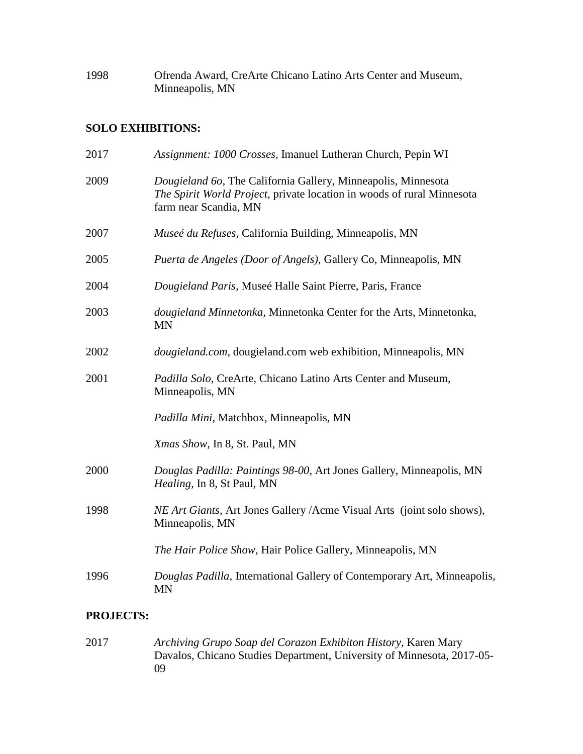1998 Ofrenda Award, CreArte Chicano Latino Arts Center and Museum, Minneapolis, MN

**SOLO EXHIBITIONS:**

2017 *Assignment: 1000 Crosses,* Imanuel Lutheran Church, Pepin WI

2009 *Dougieland 6o,* The California Gallery, Minneapolis, Minnesota
*The Spirit World Project,* private location in woods of rural Minnesota farm near Scandia, MN

2007 *Museé du Refuses,* California Building, Minneapolis, MN

2005 *Puerta de Angeles (Door of Angels),* Gallery Co, Minneapolis, MN

2004 *Dougieland Paris,* Museé Halle Saint Pierre, Paris, France

2003 *dougieland Minnetonka,* Minnetonka Center for the Arts, Minnetonka, MN

2002 *dougieland.com,* dougieland.com web exhibition, Minneapolis, MN

2001 *Padilla Solo,* CreArte, Chicano Latino Arts Center and Museum, Minneapolis, MN

*Padilla Mini,* Matchbox, Minneapolis, MN

*Xmas Show,* In 8, St. Paul, MN

2000 *Douglas Padilla: Paintings 98-00,* Art Jones Gallery, Minneapolis, MN
*Healing,* In 8, St Paul, MN

1998 *NE Art Giants,* Art Jones Gallery /Acme Visual Arts (joint solo shows), Minneapolis, MN

*The Hair Police Show,* Hair Police Gallery, Minneapolis, MN

1996 *Douglas Padilla,* International Gallery of Contemporary Art, Minneapolis, MN

**PROJECTS:**

2017 *Archiving Grupo Soap del Corazon Exhibiton History,* Karen Mary Davalos, Chicano Studies Department, University of Minnesota, 2017-05-09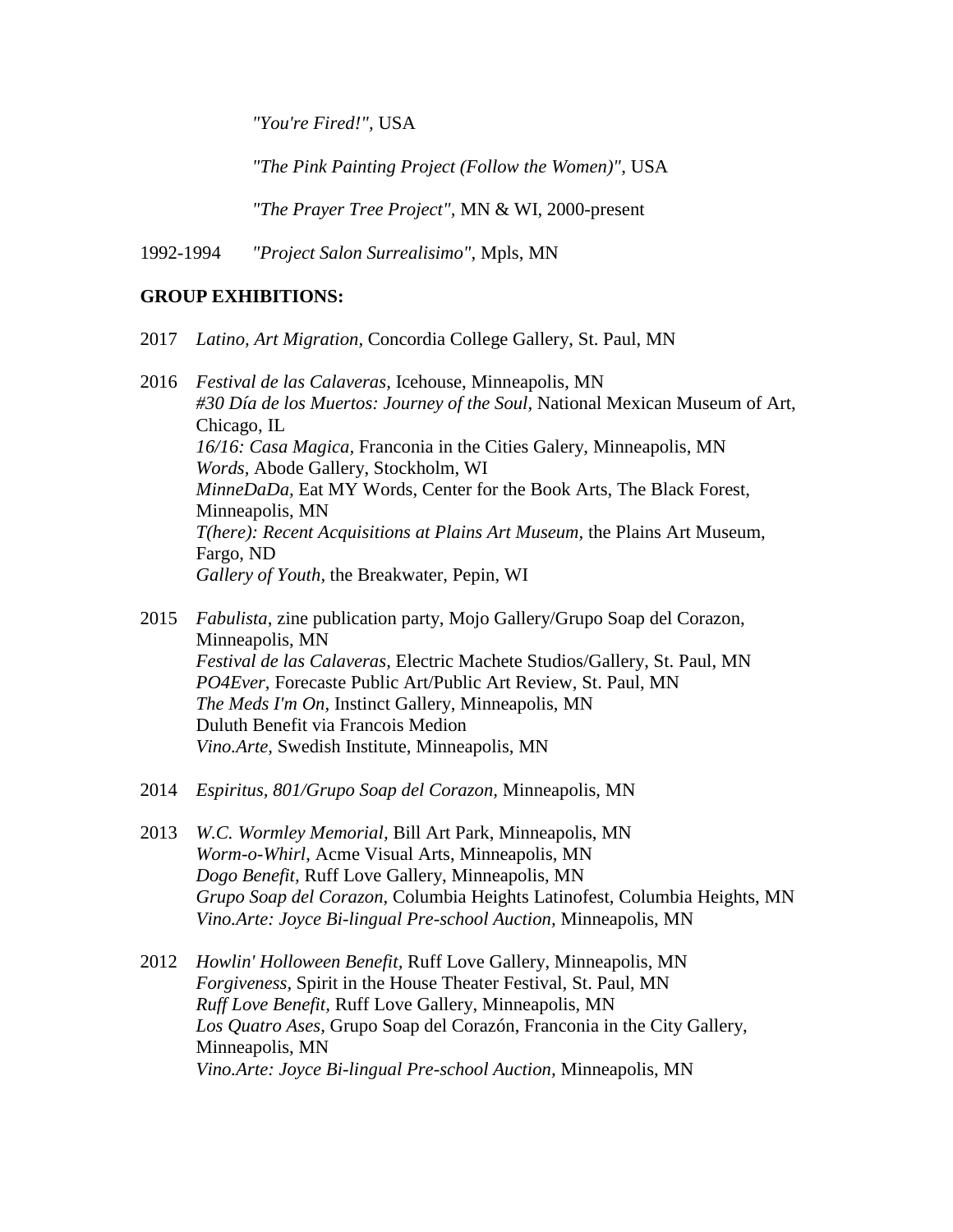*"You're Fired!"*, USA

*"The Pink Painting Project (Follow the Women)"*, USA

*"The Prayer Tree Project"*, MN & WI, 2000-present

1992-1994 *"Project Salon Surrealisimo"*, Mpls, MN

**GROUP EXHIBITIONS:**

2017 *Latino, Art Migration*, Concordia College Gallery, St. Paul, MN

2016 *Festival de las Calaveras*, Icehouse, Minneapolis, MN
*#30 Día de los Muertos: Journey of the Soul*, National Mexican Museum of Art, Chicago, IL
*16/16: Casa Magica*, Franconia in the Cities Galery, Minneapolis, MN
*Words*, Abode Gallery, Stockholm, WI
*MinneDaDa*, Eat MY Words, Center for the Book Arts, The Black Forest, Minneapolis, MN
*T(here): Recent Acquisitions at Plains Art Museum*, the Plains Art Museum, Fargo, ND
*Gallery of Youth*, the Breakwater, Pepin, WI

2015 *Fabulista*, zine publication party, Mojo Gallery/Grupo Soap del Corazon, Minneapolis, MN
*Festival de las Calaveras*, Electric Machete Studios/Gallery, St. Paul, MN
*PO4Ever*, Forecaste Public Art/Public Art Review, St. Paul, MN
*The Meds I'm On*, Instinct Gallery, Minneapolis, MN
Duluth Benefit via Francois Medion
*Vino.Arte*, Swedish Institute, Minneapolis, MN

2014 *Espiritus, 801/Grupo Soap del Corazon*, Minneapolis, MN

2013 *W.C. Wormley Memorial*, Bill Art Park, Minneapolis, MN
*Worm-o-Whirl*, Acme Visual Arts, Minneapolis, MN
*Dogo Benefit*, Ruff Love Gallery, Minneapolis, MN
*Grupo Soap del Corazon*, Columbia Heights Latinofest, Columbia Heights, MN
*Vino.Arte: Joyce Bi-lingual Pre-school Auction*, Minneapolis, MN

2012 *Howlin' Holloween Benefit*, Ruff Love Gallery, Minneapolis, MN
*Forgiveness*, Spirit in the House Theater Festival, St. Paul, MN
*Ruff Love Benefit*, Ruff Love Gallery, Minneapolis, MN
*Los Quatro Ases*, Grupo Soap del Corazón, Franconia in the City Gallery, Minneapolis, MN
*Vino.Arte: Joyce Bi-lingual Pre-school Auction*, Minneapolis, MN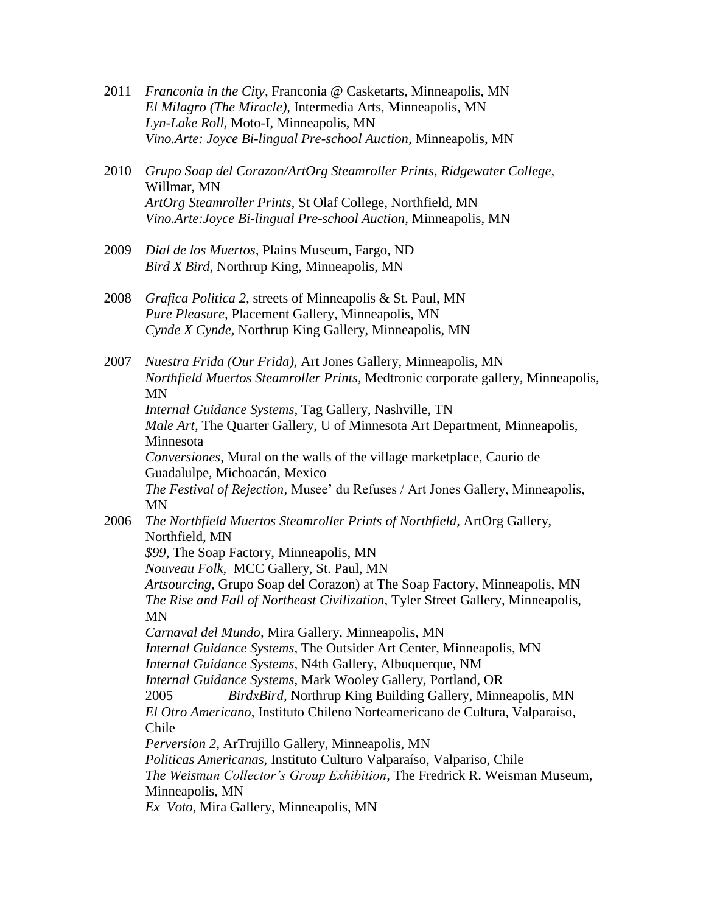2011 *Franconia in the City,* Franconia @ Casketarts, Minneapolis, MN
*El Milagro (The Miracle),* Intermedia Arts, Minneapolis, MN
*Lyn-Lake Roll,* Moto-I, Minneapolis, MN
*Vino.Arte: Joyce Bi-lingual Pre-school Auction*, Minneapolis, MN

2010 *Grupo Soap del Corazon/ArtOrg Steamroller Prints, Ridgewater College,* Willmar, MN
*ArtOrg Steamroller Prints,* St Olaf College, Northfield, MN
*Vino.Arte:Joyce Bi-lingual Pre-school Auction,* Minneapolis, MN

2009 *Dial de los Muertos,* Plains Museum, Fargo, ND
*Bird X Bird,* Northrup King, Minneapolis, MN

2008 *Grafica Politica 2,* streets of Minneapolis & St. Paul, MN
*Pure Pleasure,* Placement Gallery, Minneapolis, MN
*Cynde X Cynde,* Northrup King Gallery, Minneapolis, MN

2007 *Nuestra Frida (Our Frida),* Art Jones Gallery, Minneapolis, MN
*Northfield Muertos Steamroller Prints,* Medtronic corporate gallery, Minneapolis, MN
*Internal Guidance Systems,* Tag Gallery, Nashville, TN
*Male Art,* The Quarter Gallery, U of Minnesota Art Department, Minneapolis, Minnesota
*Conversiones,* Mural on the walls of the village marketplace, Caurio de Guadalulpe, Michoacán, Mexico
*The Festival of Rejection,* Musee' du Refuses / Art Jones Gallery, Minneapolis, MN

2006 *The Northfield Muertos Steamroller Prints of Northfield,* ArtOrg Gallery, Northfield, MN
*$99,* The Soap Factory, Minneapolis, MN
*Nouveau Folk,* MCC Gallery, St. Paul, MN
*Artsourcing,* Grupo Soap del Corazon) at The Soap Factory, Minneapolis, MN
*The Rise and Fall of Northeast Civilization,* Tyler Street Gallery, Minneapolis, MN
*Carnaval del Mundo,* Mira Gallery, Minneapolis, MN
*Internal Guidance Systems,* The Outsider Art Center, Minneapolis, MN
*Internal Guidance Systems,* N4th Gallery, Albuquerque, NM
*Internal Guidance Systems,* Mark Wooley Gallery, Portland, OR
2005 *BirdxBird,* Northrup King Building Gallery, Minneapolis, MN
*El Otro Americano,* Instituto Chileno Norteamericano de Cultura, Valparaíso, Chile
*Perversion 2,* ArTrujillo Gallery, Minneapolis, MN
*Politicas Americanas,* Instituto Culturo Valparaíso, Valpariso, Chile
*The Weisman Collector's Group Exhibition,* The Fredrick R. Weisman Museum, Minneapolis, MN
*Ex Voto,* Mira Gallery, Minneapolis, MN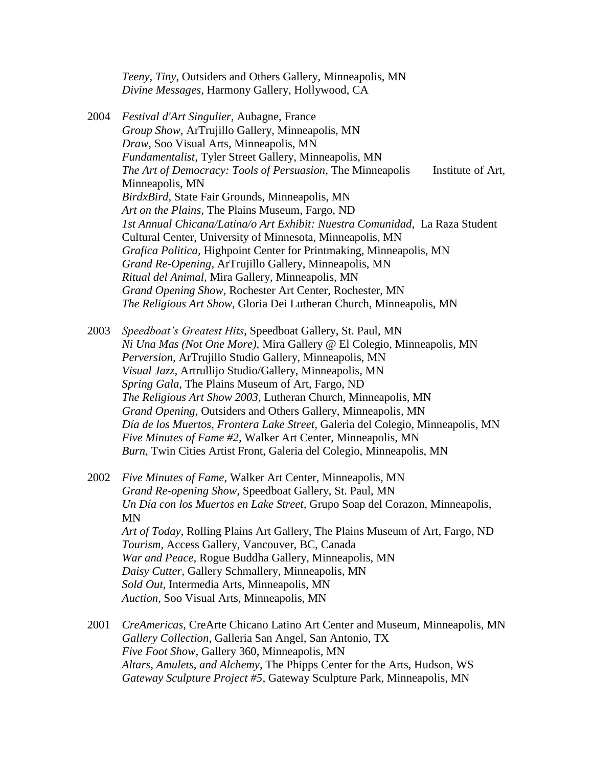*Teeny, Tiny,* Outsiders and Others Gallery, Minneapolis, MN
*Divine Messages,* Harmony Gallery, Hollywood, CA

2004 *Festival d'Art Singulier,* Aubagne, France
*Group Show,* ArTrujillo Gallery, Minneapolis, MN
*Draw,* Soo Visual Arts, Minneapolis, MN
*Fundamentalist,* Tyler Street Gallery, Minneapolis, MN
*The Art of Democracy: Tools of Persuasion,* The Minneapolis Institute of Art, Minneapolis, MN
*BirdxBird,* State Fair Grounds, Minneapolis, MN
*Art on the Plains,* The Plains Museum, Fargo, ND
*1st Annual Chicana/Latina/o Art Exhibit: Nuestra Comunidad,* La Raza Student Cultural Center, University of Minnesota, Minneapolis, MN
*Grafica Politica,* Highpoint Center for Printmaking, Minneapolis, MN
*Grand Re-Opening,* ArTrujillo Gallery, Minneapolis, MN
*Ritual del Animal,* Mira Gallery, Minneapolis, MN
*Grand Opening Show,* Rochester Art Center, Rochester, MN
*The Religious Art Show,* Gloria Dei Lutheran Church, Minneapolis, MN

2003 *Speedboat's Greatest Hits,* Speedboat Gallery, St. Paul, MN
*Ni Una Mas (Not One More),* Mira Gallery @ El Colegio, Minneapolis, MN
*Perversion,* ArTrujillo Studio Gallery, Minneapolis, MN
*Visual Jazz,* Artrullijo Studio/Gallery, Minneapolis, MN
*Spring Gala,* The Plains Museum of Art, Fargo, ND
*The Religious Art Show 2003,* Lutheran Church, Minneapolis, MN
*Grand Opening,* Outsiders and Others Gallery, Minneapolis, MN
*Día de los Muertos, Frontera Lake Street,* Galeria del Colegio, Minneapolis, MN
*Five Minutes of Fame #2,* Walker Art Center, Minneapolis, MN
*Burn,* Twin Cities Artist Front, Galeria del Colegio, Minneapolis, MN

2002 *Five Minutes of Fame,* Walker Art Center, Minneapolis, MN
*Grand Re-opening Show,* Speedboat Gallery, St. Paul, MN
*Un Día con los Muertos en Lake Street,* Grupo Soap del Corazon, Minneapolis, MN
*Art of Today,* Rolling Plains Art Gallery, The Plains Museum of Art, Fargo, ND
*Tourism,* Access Gallery, Vancouver, BC, Canada
*War and Peace,* Rogue Buddha Gallery, Minneapolis, MN
*Daisy Cutter,* Gallery Schmallery, Minneapolis, MN
*Sold Out,* Intermedia Arts, Minneapolis, MN
*Auction,* Soo Visual Arts, Minneapolis, MN

2001 *CreAmericas,* CreArte Chicano Latino Art Center and Museum, Minneapolis, MN
*Gallery Collection,* Galleria San Angel, San Antonio, TX
*Five Foot Show,* Gallery 360, Minneapolis, MN
*Altars, Amulets, and Alchemy,* The Phipps Center for the Arts, Hudson, WS
*Gateway Sculpture Project #5,* Gateway Sculpture Park, Minneapolis, MN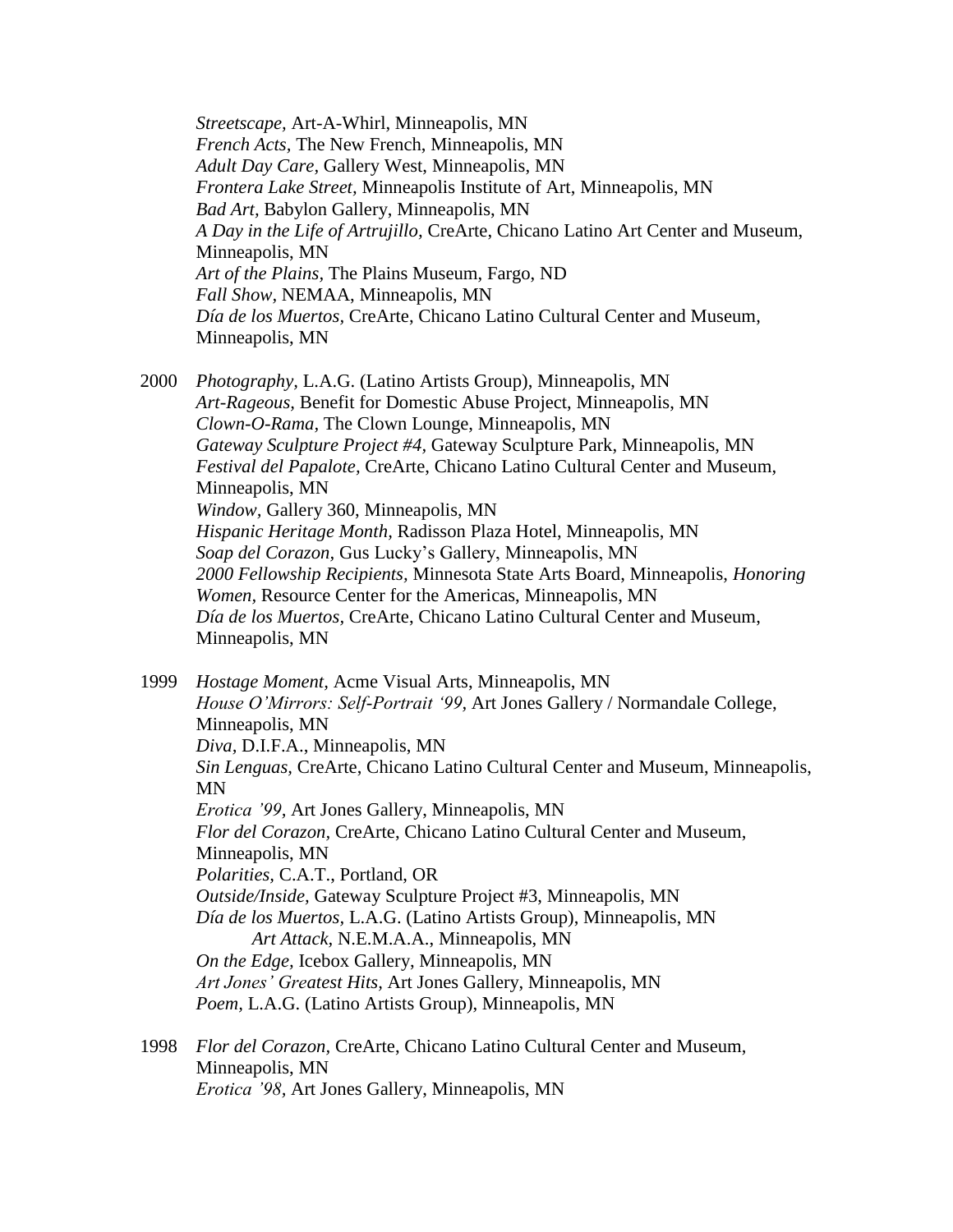*Streetscape,* Art-A-Whirl, Minneapolis, MN
*French Acts,* The New French, Minneapolis, MN
*Adult Day Care,* Gallery West, Minneapolis, MN
*Frontera Lake Street,* Minneapolis Institute of Art, Minneapolis, MN
*Bad Art,* Babylon Gallery, Minneapolis, MN
*A Day in the Life of Artrujillo,* CreArte, Chicano Latino Art Center and Museum, Minneapolis, MN
*Art of the Plains,* The Plains Museum, Fargo, ND
*Fall Show,* NEMAA, Minneapolis, MN
*Día de los Muertos,* CreArte, Chicano Latino Cultural Center and Museum, Minneapolis, MN

2000 *Photography,* L.A.G. (Latino Artists Group), Minneapolis, MN
*Art-Rageous,* Benefit for Domestic Abuse Project, Minneapolis, MN
*Clown-O-Rama,* The Clown Lounge, Minneapolis, MN
*Gateway Sculpture Project #4,* Gateway Sculpture Park, Minneapolis, MN
*Festival del Papalote,* CreArte, Chicano Latino Cultural Center and Museum, Minneapolis, MN
*Window,* Gallery 360, Minneapolis, MN
*Hispanic Heritage Month,* Radisson Plaza Hotel, Minneapolis, MN
*Soap del Corazon,* Gus Lucky's Gallery, Minneapolis, MN
*2000 Fellowship Recipients,* Minnesota State Arts Board, Minneapolis, *Honoring Women,* Resource Center for the Americas, Minneapolis, MN
*Día de los Muertos,* CreArte, Chicano Latino Cultural Center and Museum, Minneapolis, MN

1999 *Hostage Moment,* Acme Visual Arts, Minneapolis, MN
*House O'Mirrors: Self-Portrait '99,* Art Jones Gallery / Normandale College, Minneapolis, MN
*Diva,* D.I.F.A., Minneapolis, MN
*Sin Lenguas,* CreArte, Chicano Latino Cultural Center and Museum, Minneapolis, MN
*Erotica '99,* Art Jones Gallery, Minneapolis, MN
*Flor del Corazon,* CreArte, Chicano Latino Cultural Center and Museum, Minneapolis, MN
*Polarities,* C.A.T., Portland, OR
*Outside/Inside,* Gateway Sculpture Project #3, Minneapolis, MN
*Día de los Muertos,* L.A.G. (Latino Artists Group), Minneapolis, MN
*Art Attack,* N.E.M.A.A., Minneapolis, MN
*On the Edge,* Icebox Gallery, Minneapolis, MN
*Art Jones' Greatest Hits,* Art Jones Gallery, Minneapolis, MN
*Poem,* L.A.G. (Latino Artists Group), Minneapolis, MN

1998 *Flor del Corazon,* CreArte, Chicano Latino Cultural Center and Museum, Minneapolis, MN
*Erotica '98,* Art Jones Gallery, Minneapolis, MN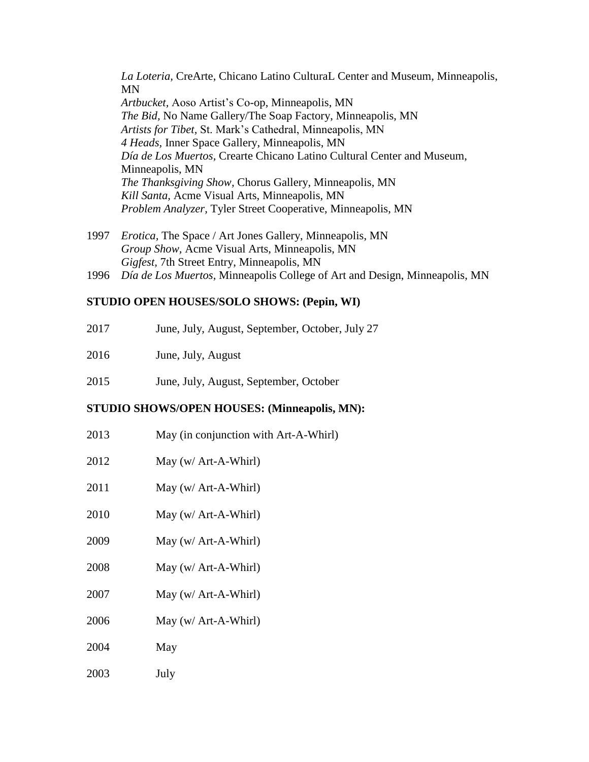*La Loteria*, CreArte, Chicano Latino CulturaL Center and Museum, Minneapolis, MN
*Artbucket*, Aoso Artist's Co-op, Minneapolis, MN
*The Bid*, No Name Gallery/The Soap Factory, Minneapolis, MN
*Artists for Tibet*, St. Mark's Cathedral, Minneapolis, MN
*4 Heads*, Inner Space Gallery, Minneapolis, MN
*Día de Los Muertos*, Crearte Chicano Latino Cultural Center and Museum, Minneapolis, MN
*The Thanksgiving Show*, Chorus Gallery, Minneapolis, MN
*Kill Santa*, Acme Visual Arts, Minneapolis, MN
*Problem Analyzer*, Tyler Street Cooperative, Minneapolis, MN

1997 *Erotica*, The Space / Art Jones Gallery, Minneapolis, MN
*Group Show*, Acme Visual Arts, Minneapolis, MN
*Gigfest*, 7th Street Entry, Minneapolis, MN

1996 *Día de Los Muertos*, Minneapolis College of Art and Design, Minneapolis, MN

**STUDIO OPEN HOUSES/SOLO SHOWS: (Pepin, WI)**

2017 June, July, August, September, October, July 27

2016 June, July, August

2015 June, July, August, September, October

**STUDIO SHOWS/OPEN HOUSES: (Minneapolis, MN):**

2013 May (in conjunction with Art-A-Whirl)

2012 May (w/ Art-A-Whirl)

2011 May (w/ Art-A-Whirl)

2010 May (w/ Art-A-Whirl)

2009 May (w/ Art-A-Whirl)

2008 May (w/ Art-A-Whirl)

2007 May (w/ Art-A-Whirl)

2006 May (w/ Art-A-Whirl)

2004 May

2003 July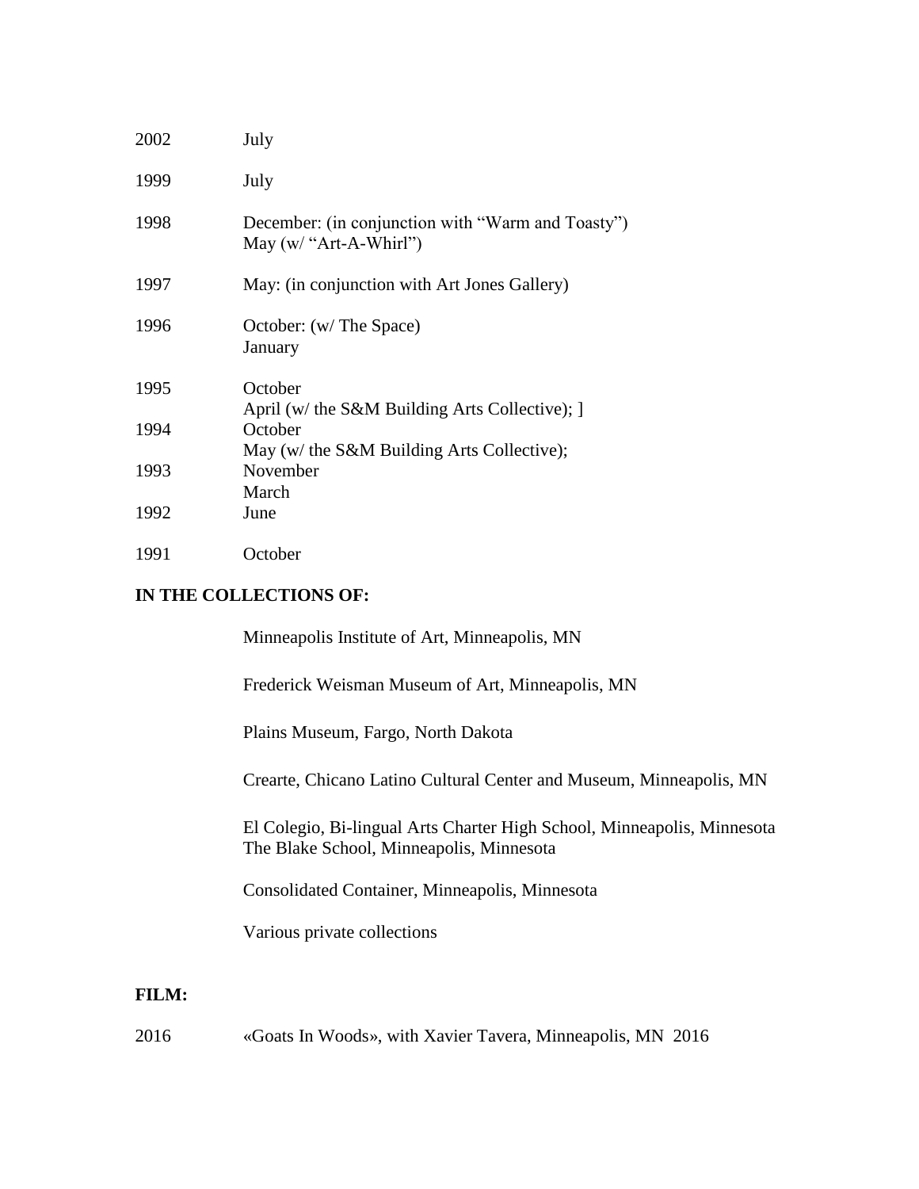2002 July

1999 July

1998 December: (in conjunction with "Warm and Toasty")
May (w/ "Art-A-Whirl")

1997 May: (in conjunction with Art Jones Gallery)

1996 October: (w/ The Space)
January

1995 October
April (w/ the S&M Building Arts Collective); ]

1994 October
May (w/ the S&M Building Arts Collective);

1993 November
March

1992 June

1991 October

**IN THE COLLECTIONS OF:**

Minneapolis Institute of Art, Minneapolis, MN

Frederick Weisman Museum of Art, Minneapolis, MN

Plains Museum, Fargo, North Dakota

Crearte, Chicano Latino Cultural Center and Museum, Minneapolis, MN

El Colegio, Bi-lingual Arts Charter High School, Minneapolis, Minnesota
The Blake School, Minneapolis, Minnesota

Consolidated Container, Minneapolis, Minnesota

Various private collections

**FILM:**

2016 «Goats In Woods», with Xavier Tavera, Minneapolis, MN 2016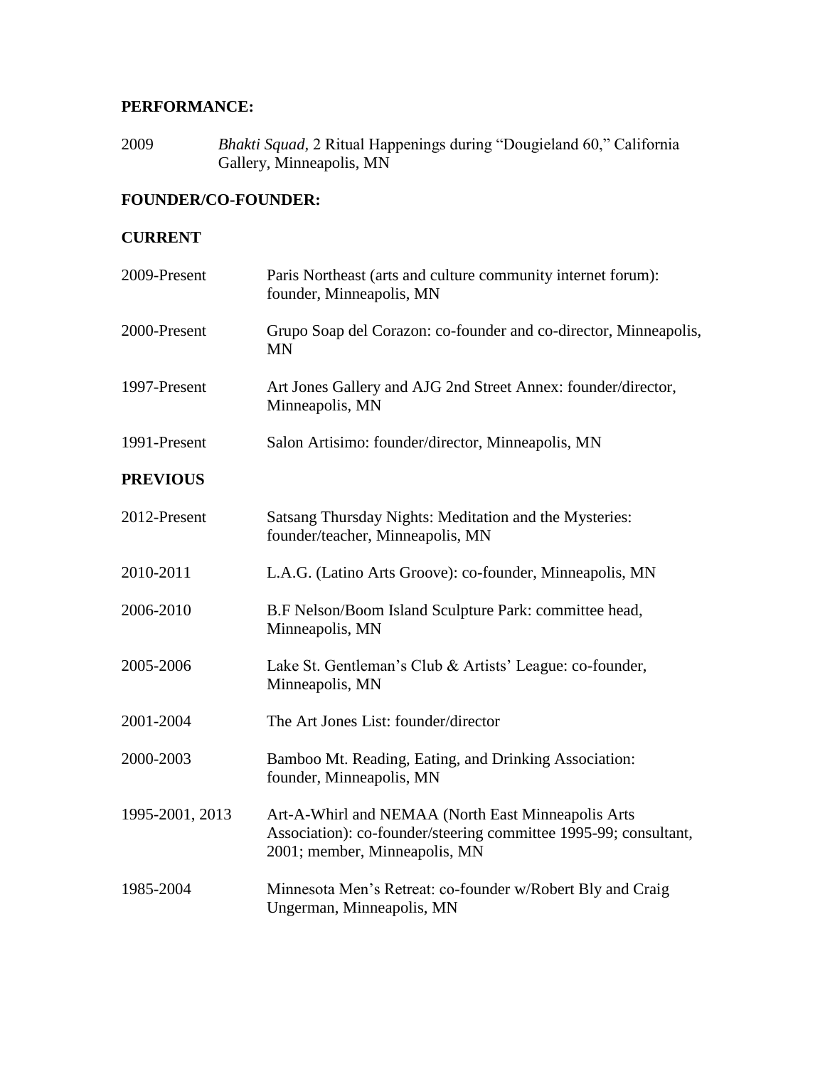**PERFORMANCE:**

2009 *Bhakti Squad*, 2 Ritual Happenings during "Dougieland 60," California Gallery, Minneapolis, MN

**FOUNDER/CO-FOUNDER:**

**CURRENT**

2009-Present Paris Northeast (arts and culture community internet forum): founder, Minneapolis, MN

2000-Present Grupo Soap del Corazon: co-founder and co-director, Minneapolis, MN

1997-Present Art Jones Gallery and AJG 2nd Street Annex: founder/director, Minneapolis, MN

1991-Present Salon Artisimo: founder/director, Minneapolis, MN

**PREVIOUS**

2012-Present Satsang Thursday Nights: Meditation and the Mysteries: founder/teacher, Minneapolis, MN

2010-2011 L.A.G. (Latino Arts Groove): co-founder, Minneapolis, MN

2006-2010 B.F Nelson/Boom Island Sculpture Park: committee head, Minneapolis, MN

2005-2006 Lake St. Gentleman's Club & Artists' League: co-founder, Minneapolis, MN

2001-2004 The Art Jones List: founder/director

2000-2003 Bamboo Mt. Reading, Eating, and Drinking Association: founder, Minneapolis, MN

1995-2001, 2013 Art-A-Whirl and NEMAA (North East Minneapolis Arts Association): co-founder/steering committee 1995-99; consultant, 2001; member, Minneapolis, MN

1985-2004 Minnesota Men's Retreat: co-founder w/Robert Bly and Craig Ungerman, Minneapolis, MN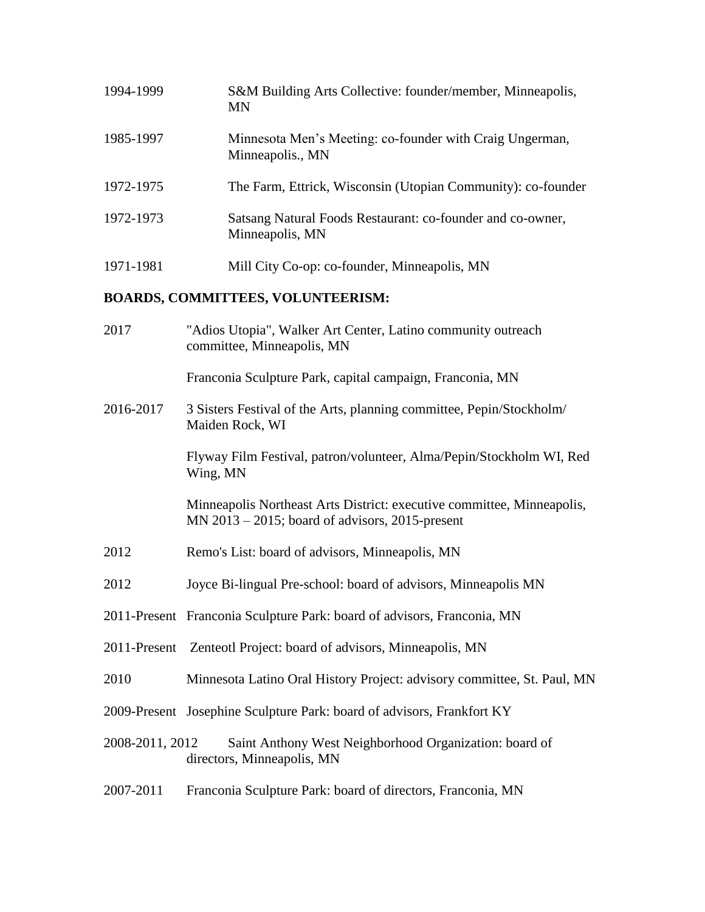1994-1999 S&M Building Arts Collective: founder/member, Minneapolis, MN

1985-1997 Minnesota Men's Meeting: co-founder with Craig Ungerman, Minneapolis., MN

1972-1975 The Farm, Ettrick, Wisconsin (Utopian Community): co-founder

1972-1973 Satsang Natural Foods Restaurant: co-founder and co-owner, Minneapolis, MN

1971-1981 Mill City Co-op: co-founder, Minneapolis, MN

**BOARDS, COMMITTEES, VOLUNTEERISM:**

2017 "Adios Utopia", Walker Art Center, Latino community outreach committee, Minneapolis, MN

Franconia Sculpture Park, capital campaign, Franconia, MN

2016-2017 3 Sisters Festival of the Arts, planning committee, Pepin/Stockholm/ Maiden Rock, WI

Flyway Film Festival, patron/volunteer, Alma/Pepin/Stockholm WI, Red Wing, MN

Minneapolis Northeast Arts District: executive committee, Minneapolis, MN 2013 – 2015; board of advisors, 2015-present

2012 Remo's List: board of advisors, Minneapolis, MN

2012 Joyce Bi-lingual Pre-school: board of advisors, Minneapolis MN

2011-Present Franconia Sculpture Park: board of advisors, Franconia, MN

2011-Present Zenteotl Project: board of advisors, Minneapolis, MN

2010 Minnesota Latino Oral History Project: advisory committee, St. Paul, MN

2009-Present Josephine Sculpture Park: board of advisors, Frankfort KY

2008-2011, 2012 Saint Anthony West Neighborhood Organization: board of directors, Minneapolis, MN

2007-2011 Franconia Sculpture Park: board of directors, Franconia, MN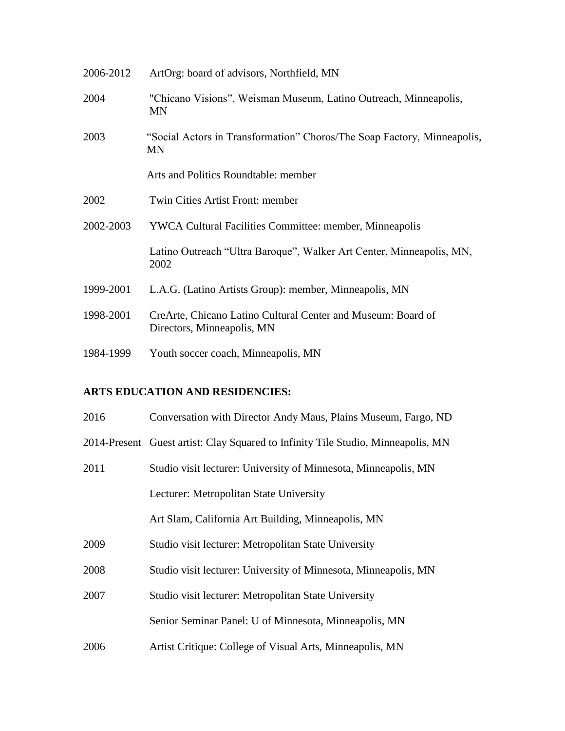2006-2012 ArtOrg: board of advisors, Northfield, MN

2004 "Chicano Visions", Weisman Museum, Latino Outreach, Minneapolis, MN

2003 "Social Actors in Transformation" Choros/The Soap Factory, Minneapolis, MN

Arts and Politics Roundtable: member

2002 Twin Cities Artist Front: member

2002-2003 YWCA Cultural Facilities Committee: member, Minneapolis

Latino Outreach "Ultra Baroque", Walker Art Center, Minneapolis, MN, 2002

1999-2001 L.A.G. (Latino Artists Group): member, Minneapolis, MN

1998-2001 CreArte, Chicano Latino Cultural Center and Museum: Board of Directors, Minneapolis, MN

1984-1999 Youth soccer coach, Minneapolis, MN

**ARTS EDUCATION AND RESIDENCIES:**

2016 Conversation with Director Andy Maus, Plains Museum, Fargo, ND

2014-Present Guest artist: Clay Squared to Infinity Tile Studio, Minneapolis, MN

2011 Studio visit lecturer: University of Minnesota, Minneapolis, MN

Lecturer: Metropolitan State University

Art Slam, California Art Building, Minneapolis, MN

2009 Studio visit lecturer: Metropolitan State University

2008 Studio visit lecturer: University of Minnesota, Minneapolis, MN

2007 Studio visit lecturer: Metropolitan State University

Senior Seminar Panel: U of Minnesota, Minneapolis, MN

2006 Artist Critique: College of Visual Arts, Minneapolis, MN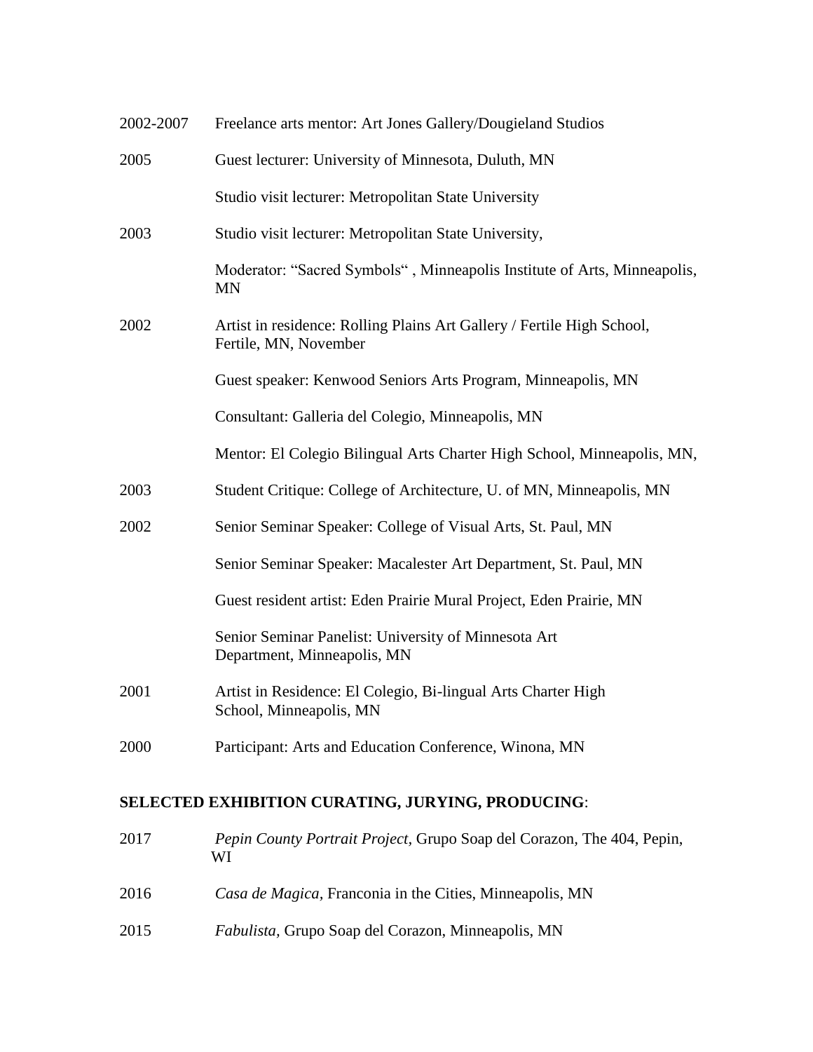2002-2007 Freelance arts mentor: Art Jones Gallery/Dougieland Studios

2005 Guest lecturer: University of Minnesota, Duluth, MN

Studio visit lecturer: Metropolitan State University

2003 Studio visit lecturer: Metropolitan State University,

Moderator: "Sacred Symbols" , Minneapolis Institute of Arts, Minneapolis, MN

2002 Artist in residence: Rolling Plains Art Gallery / Fertile High School, Fertile, MN, November

Guest speaker: Kenwood Seniors Arts Program, Minneapolis, MN

Consultant: Galleria del Colegio, Minneapolis, MN

Mentor: El Colegio Bilingual Arts Charter High School, Minneapolis, MN,

2003 Student Critique: College of Architecture, U. of MN, Minneapolis, MN

2002 Senior Seminar Speaker: College of Visual Arts, St. Paul, MN

Senior Seminar Speaker: Macalester Art Department, St. Paul, MN

Guest resident artist: Eden Prairie Mural Project, Eden Prairie, MN

Senior Seminar Panelist: University of Minnesota Art Department, Minneapolis, MN

2001 Artist in Residence: El Colegio, Bi-lingual Arts Charter High School, Minneapolis, MN

2000 Participant: Arts and Education Conference, Winona, MN

**SELECTED EXHIBITION CURATING, JURYING, PRODUCING**:

2017 *Pepin County Portrait Project*, Grupo Soap del Corazon, The 404, Pepin, WI

2016 *Casa de Magica*, Franconia in the Cities, Minneapolis, MN

2015 *Fabulista*, Grupo Soap del Corazon, Minneapolis, MN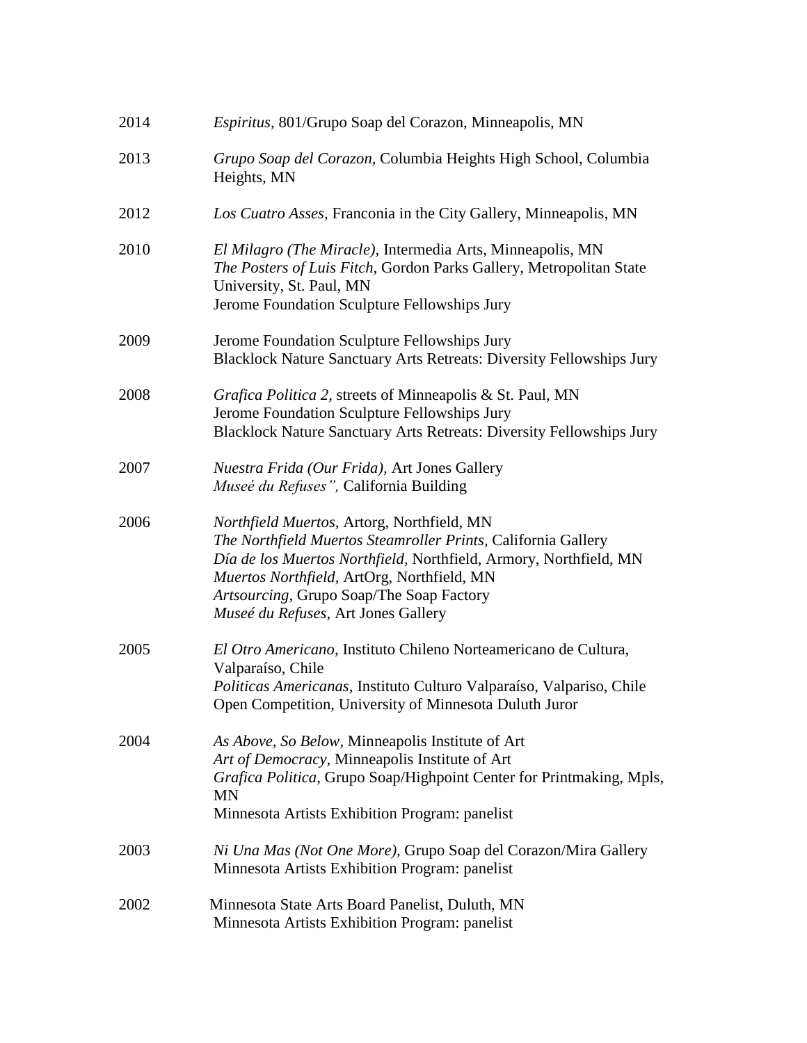2014 *Espiritus,* 801/Grupo Soap del Corazon, Minneapolis, MN

2013 *Grupo Soap del Corazon*, Columbia Heights High School, Columbia Heights, MN

2012 *Los Cuatro Asses,* Franconia in the City Gallery, Minneapolis, MN

2010 *El Milagro (The Miracle),* Intermedia Arts, Minneapolis, MN
*The Posters of Luis Fitch,* Gordon Parks Gallery, Metropolitan State University, St. Paul, MN
Jerome Foundation Sculpture Fellowships Jury

2009 Jerome Foundation Sculpture Fellowships Jury
Blacklock Nature Sanctuary Arts Retreats: Diversity Fellowships Jury

2008 *Grafica Politica 2,* streets of Minneapolis & St. Paul, MN
Jerome Foundation Sculpture Fellowships Jury
Blacklock Nature Sanctuary Arts Retreats: Diversity Fellowships Jury

2007 *Nuestra Frida (Our Frida),* Art Jones Gallery
*Museé du Refuses",* California Building

2006 *Northfield Muertos,* Artorg, Northfield, MN
*The Northfield Muertos Steamroller Prints,* California Gallery
*Día de los Muertos Northfield,* Northfield, Armory, Northfield, MN
*Muertos Northfield,* ArtOrg, Northfield, MN
*Artsourcing,* Grupo Soap/The Soap Factory
*Museé du Refuses,* Art Jones Gallery

2005 *El Otro Americano*, Instituto Chileno Norteamericano de Cultura, Valparaíso, Chile
*Politicas Americanas,* Instituto Culturo Valparaíso, Valpariso, Chile
Open Competition, University of Minnesota Duluth Juror

2004 *As Above, So Below,* Minneapolis Institute of Art
*Art of Democracy,* Minneapolis Institute of Art
*Grafica Politica,* Grupo Soap/Highpoint Center for Printmaking, Mpls, MN
Minnesota Artists Exhibition Program: panelist

2003 *Ni Una Mas (Not One More),* Grupo Soap del Corazon/Mira Gallery
Minnesota Artists Exhibition Program: panelist

2002 Minnesota State Arts Board Panelist, Duluth, MN
Minnesota Artists Exhibition Program: panelist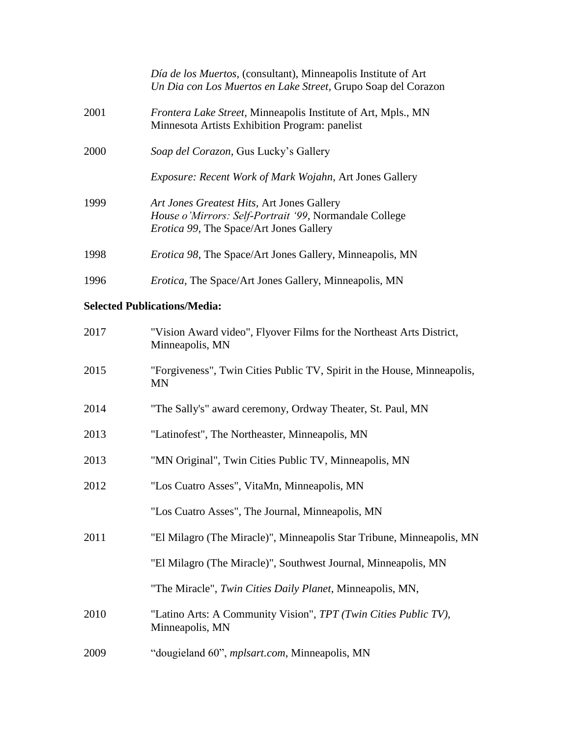*Día de los Muertos,* (consultant), Minneapolis Institute of Art
*Un Dia con Los Muertos en Lake Street,* Grupo Soap del Corazon

2001 *Frontera Lake Street,* Minneapolis Institute of Art, Mpls., MN
Minnesota Artists Exhibition Program: panelist

2000 *Soap del Corazon,* Gus Lucky's Gallery

*Exposure: Recent Work of Mark Wojahn,* Art Jones Gallery

1999 *Art Jones Greatest Hits,* Art Jones Gallery
*House o'Mirrors: Self-Portrait '99,* Normandale College
*Erotica 99,* The Space/Art Jones Gallery

1998 *Erotica 98,* The Space/Art Jones Gallery, Minneapolis, MN

1996 *Erotica,* The Space/Art Jones Gallery, Minneapolis, MN

**Selected Publications/Media:**

2017 "Vision Award video", Flyover Films for the Northeast Arts District, Minneapolis, MN

2015 "Forgiveness", Twin Cities Public TV, Spirit in the House, Minneapolis, MN

2014 "The Sally's" award ceremony, Ordway Theater, St. Paul, MN

2013 "Latinofest", The Northeaster, Minneapolis, MN

2013 "MN Original", Twin Cities Public TV, Minneapolis, MN

2012 "Los Cuatro Asses", VitaMn, Minneapolis, MN

"Los Cuatro Asses", The Journal, Minneapolis, MN

2011 "El Milagro (The Miracle)", Minneapolis Star Tribune, Minneapolis, MN

"El Milagro (The Miracle)", Southwest Journal, Minneapolis, MN

"The Miracle", *Twin Cities Daily Planet*, Minneapolis, MN,

2010 "Latino Arts: A Community Vision", *TPT (Twin Cities Public TV),* Minneapolis, MN

2009 "dougieland 60", *mplsart.com*, Minneapolis, MN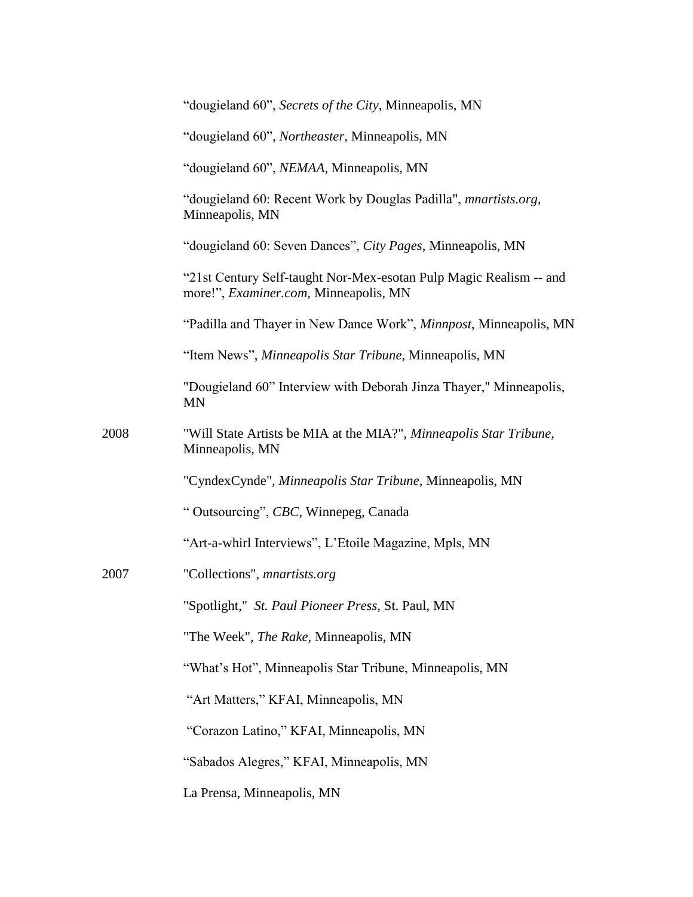"dougieland 60", *Secrets of the City*, Minneapolis, MN

"dougieland 60", *Northeaster*, Minneapolis, MN

"dougieland 60", *NEMAA*, Minneapolis, MN

"dougieland 60: Recent Work by Douglas Padilla", *mnartists.org*, Minneapolis, MN

"dougieland 60: Seven Dances", *City Pages*, Minneapolis, MN

"21st Century Self-taught Nor-Mex-esotan Pulp Magic Realism -- and more!", *Examiner.com*, Minneapolis, MN

"Padilla and Thayer in New Dance Work", *Minnpost*, Minneapolis, MN

"Item News", *Minneapolis Star Tribune*, Minneapolis, MN

"Dougieland 60" Interview with Deborah Jinza Thayer," Minneapolis, MN

2008 "Will State Artists be MIA at the MIA?", *Minneapolis Star Tribune*, Minneapolis, MN

"CyndexCynde", *Minneapolis Star Tribune*, Minneapolis, MN

" Outsourcing", *CBC*, Winnepeg, Canada

"Art-a-whirl Interviews", L'Etoile Magazine, Mpls, MN

2007 "Collections", *mnartists.org*

"Spotlight," *St. Paul Pioneer Press*, St. Paul, MN

"The Week", *The Rake*, Minneapolis, MN

"What's Hot", Minneapolis Star Tribune, Minneapolis, MN

"Art Matters," KFAI, Minneapolis, MN

"Corazon Latino," KFAI, Minneapolis, MN

"Sabados Alegres," KFAI, Minneapolis, MN

La Prensa, Minneapolis, MN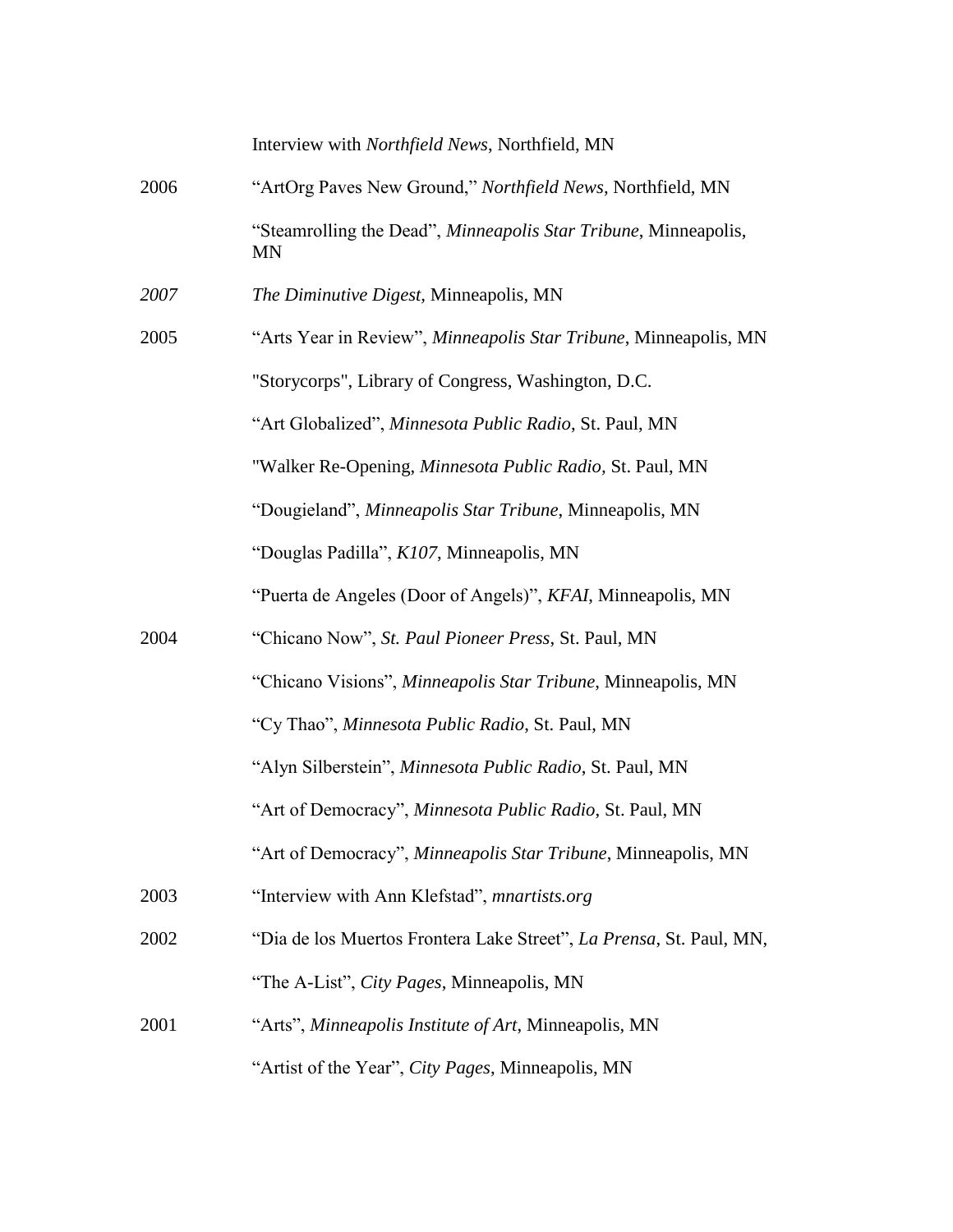| | |
|---|---|
| | Interview with *Northfield News*, Northfield, MN |
| 2006 | "ArtOrg Paves New Ground," *Northfield News*, Northfield, MN |
| | "Steamrolling the Dead", *Minneapolis Star Tribune*, Minneapolis, MN |
| *2007* | *The Diminutive Digest*, Minneapolis, MN |
| 2005 | "Arts Year in Review", *Minneapolis Star Tribune*, Minneapolis, MN |
| | "Storycorps", Library of Congress, Washington, D.C. |
| | "Art Globalized", *Minnesota Public Radio*, St. Paul, MN |
| | "Walker Re-Opening, *Minnesota Public Radio,* St. Paul, MN |
| | "Dougieland", *Minneapolis Star Tribune*, Minneapolis, MN |
| | "Douglas Padilla", *K107*, Minneapolis, MN |
| | "Puerta de Angeles (Door of Angels)", *KFAI*, Minneapolis, MN |
| 2004 | "Chicano Now", *St. Paul Pioneer Press*, St. Paul, MN |
| | "Chicano Visions", *Minneapolis Star Tribune*, Minneapolis, MN |
| | "Cy Thao", *Minnesota Public Radio*, St. Paul, MN |
| | "Alyn Silberstein", *Minnesota Public Radio*, St. Paul, MN |
| | "Art of Democracy", *Minnesota Public Radio*, St. Paul, MN |
| | "Art of Democracy", *Minneapolis Star Tribune*, Minneapolis, MN |
| 2003 | "Interview with Ann Klefstad", *mnartists.org* |
| 2002 | "Dia de los Muertos Frontera Lake Street", *La Prensa*, St. Paul, MN, |
| | "The A-List", *City Pages*, Minneapolis, MN |
| 2001 | "Arts", *Minneapolis Institute of Art*, Minneapolis, MN |
| | "Artist of the Year", *City Pages*, Minneapolis, MN |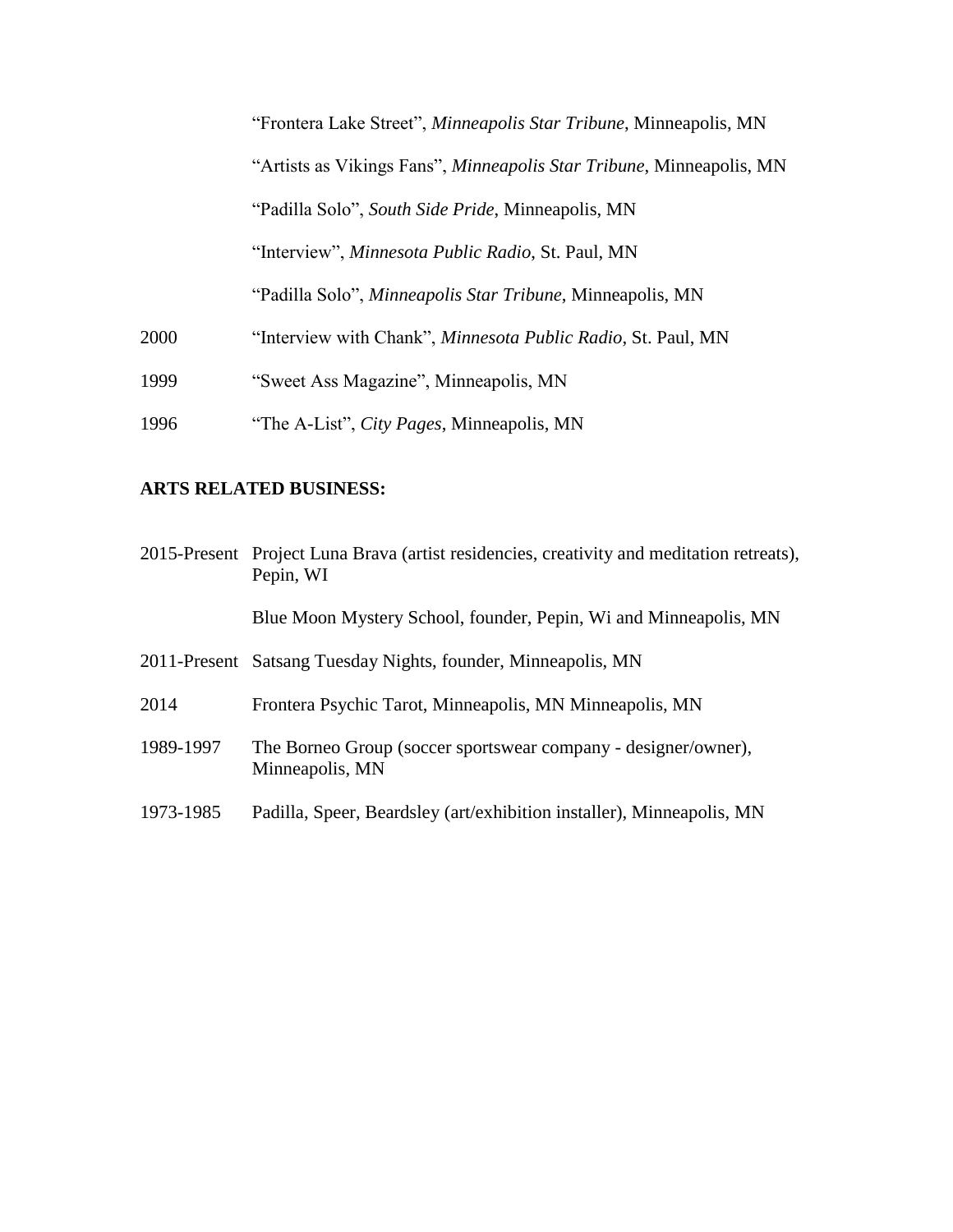| | |
|---|---|
| | “Frontera Lake Street”, *Minneapolis Star Tribune*, Minneapolis, MN |
| | “Artists as Vikings Fans”, *Minneapolis Star Tribune*, Minneapolis, MN |
| | “Padilla Solo”, *South Side Pride*, Minneapolis, MN |
| | “Interview”, *Minnesota Public Radio*, St. Paul, MN |
| | “Padilla Solo”, *Minneapolis Star Tribune*, Minneapolis, MN |
| 2000 | “Interview with Chank”, *Minnesota Public Radio*, St. Paul, MN |
| 1999 | “Sweet Ass Magazine”, Minneapolis, MN |
| 1996 | “The A-List”, *City Pages*, Minneapolis, MN |

**ARTS RELATED BUSINESS:**

| | |
|---|---|
| 2015-Present | Project Luna Brava (artist residencies, creativity and meditation retreats), Pepin, WI |
| | Blue Moon Mystery School, founder, Pepin, Wi and Minneapolis, MN |
| 2011-Present | Satsang Tuesday Nights, founder, Minneapolis, MN |
| 2014 | Frontera Psychic Tarot, Minneapolis, MN Minneapolis, MN |
| 1989-1997 | The Borneo Group (soccer sportswear company - designer/owner), Minneapolis, MN |
| 1973-1985 | Padilla, Speer, Beardsley (art/exhibition installer), Minneapolis, MN |